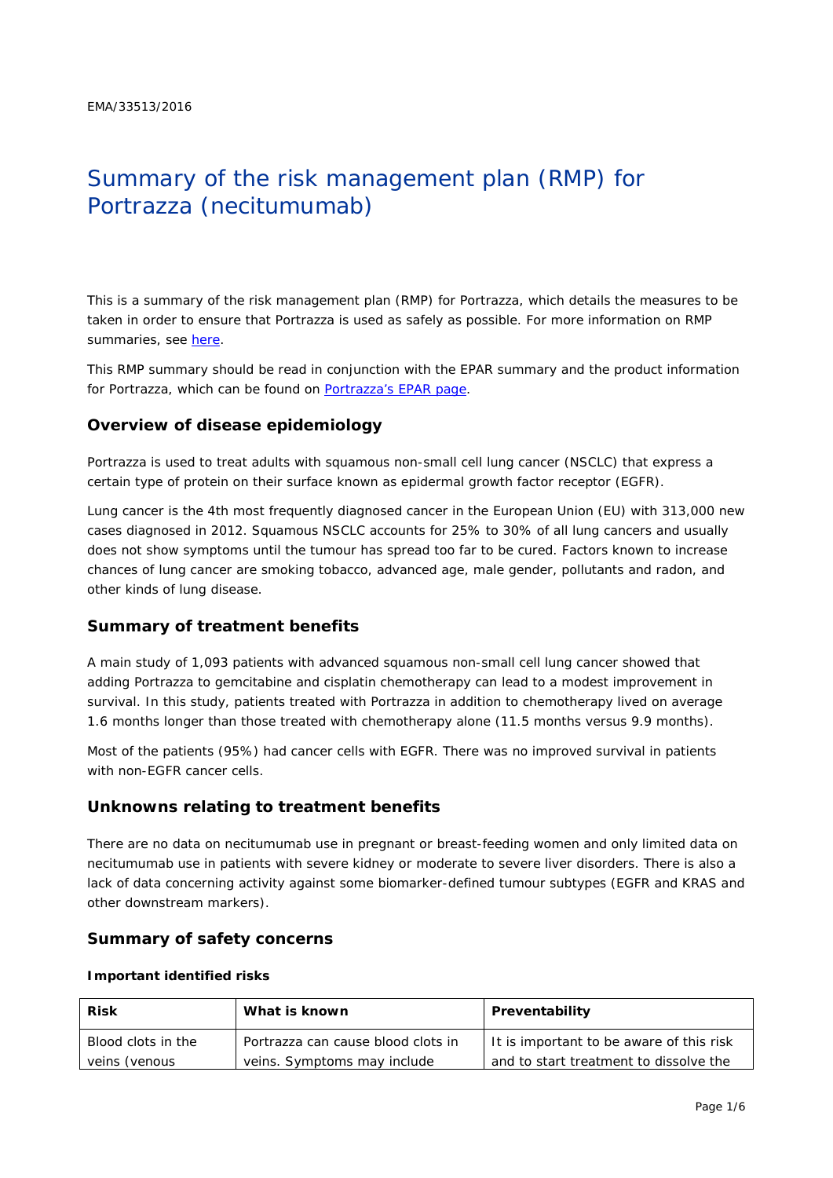EMA/33513/2016

# Summary of the risk management plan (RMP) for Portrazza (necitumumab)

This is a summary of the risk management plan (RMP) for Portrazza, which details the measures to be taken in order to ensure that Portrazza is used as safely as possible. For more information on RMP summaries, see here.

This RMP summary should be read in conjunction with the EPAR summary and the product information for Portrazza, which can be found on Portrazza's EPAR page.

## Overview of disease epidemiology

Portrazza is used to treat adults with squamous non-small cell lung cancer (NSCLC) that express a certain type of protein on their surface known as epidermal growth factor receptor (EGFR).

Lung cancer is the 4th most frequently diagnosed cancer in the European Union (EU) with 313,000 new cases diagnosed in 2012. Squamous NSCLC accounts for 25% to 30% of all lung cancers and usually does not show symptoms until the tumour has spread too far to be cured. Factors known to increase chances of lung cancer are smoking tobacco, advanced age, male gender, pollutants and radon, and other kinds of lung disease.

## Summary of treatment benefits

A main study of 1,093 patients with advanced squamous non-small cell lung cancer showed that adding Portrazza to gemcitabine and cisplatin chemotherapy can lead to a modest improvement in survival. In this study, patients treated with Portrazza in addition to chemotherapy lived on average 1.6 months longer than those treated with chemotherapy alone (11.5 months versus 9.9 months).

Most of the patients (95%) had cancer cells with EGFR. There was no improved survival in patients with non-EGFR cancer cells.

## Unknowns relating to treatment benefits

There are no data on necitumumab use in pregnant or breast-feeding women and only limited data on necitumumab use in patients with severe kidney or moderate to severe liver disorders. There is also a lack of data concerning activity against some biomarker-defined tumour subtypes (EGFR and KRAS and other downstream markers).

## Summary of safety concerns

### Important identified risks

| Risk | What is known | Preventability |
|---|---|---|
| Blood clots in the veins (venous | Portrazza can cause blood clots in veins. Symptoms may include | It is important to be aware of this risk and to start treatment to dissolve the |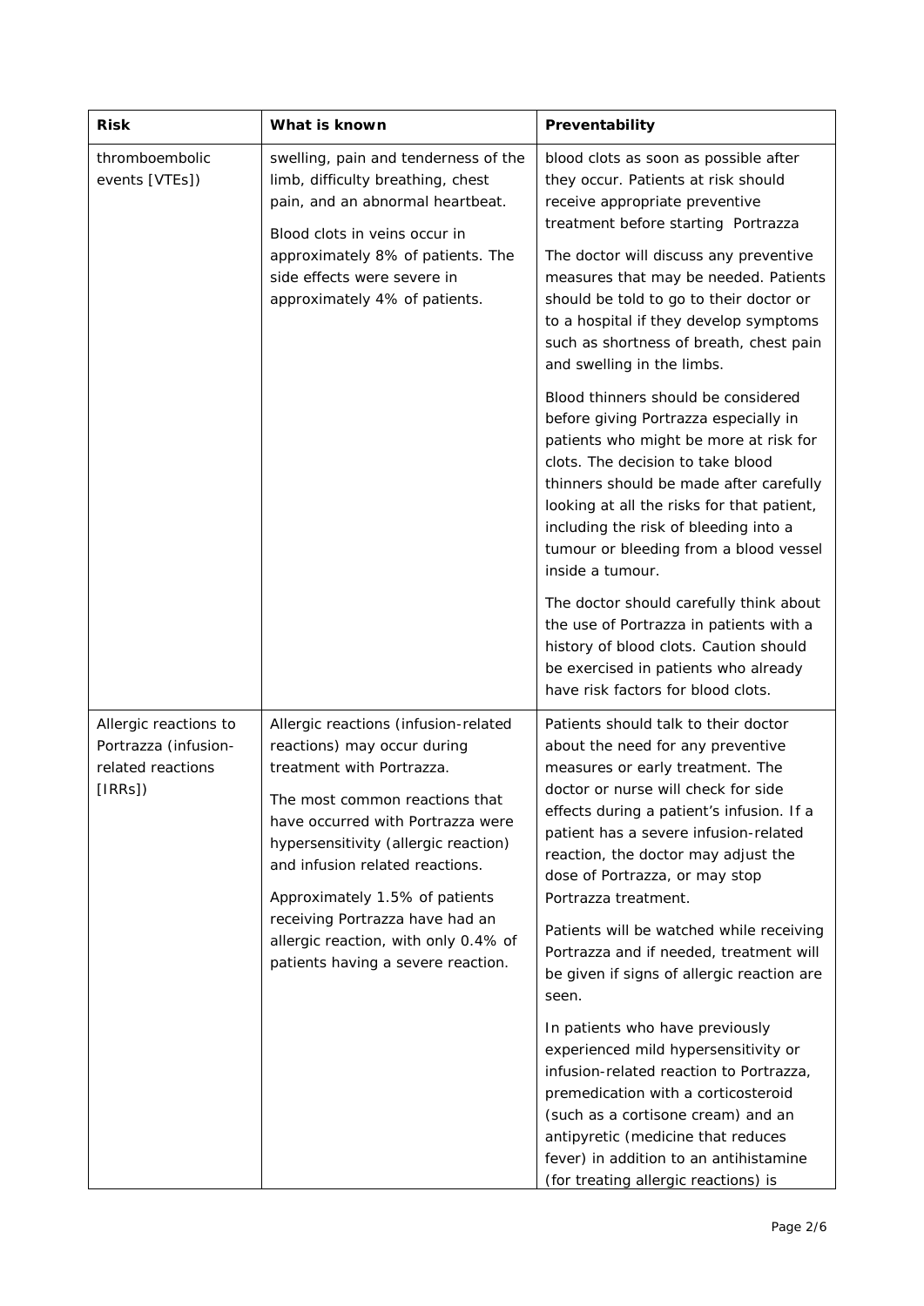| Risk | What is known | Preventability |
| --- | --- | --- |
| thromboembolic events [VTEs]) | swelling, pain and tenderness of the limb, difficulty breathing, chest pain, and an abnormal heartbeat.<br><br>Blood clots in veins occur in approximately 8% of patients. The side effects were severe in approximately 4% of patients. | blood clots as soon as possible after they occur. Patients at risk should receive appropriate preventive treatment before starting Portrazza<br><br>The doctor will discuss any preventive measures that may be needed. Patients should be told to go to their doctor or to a hospital if they develop symptoms such as shortness of breath, chest pain and swelling in the limbs.<br><br>Blood thinners should be considered before giving Portrazza especially in patients who might be more at risk for clots. The decision to take blood thinners should be made after carefully looking at all the risks for that patient, including the risk of bleeding into a tumour or bleeding from a blood vessel inside a tumour.<br><br>The doctor should carefully think about the use of Portrazza in patients with a history of blood clots. Caution should be exercised in patients who already have risk factors for blood clots. |
| Allergic reactions to Portrazza (infusion-related reactions [IRRs]) | Allergic reactions (infusion-related reactions) may occur during treatment with Portrazza.<br><br>The most common reactions that have occurred with Portrazza were hypersensitivity (allergic reaction) and infusion related reactions.<br><br>Approximately 1.5% of patients receiving Portrazza have had an allergic reaction, with only 0.4% of patients having a severe reaction. | Patients should talk to their doctor about the need for any preventive measures or early treatment. The doctor or nurse will check for side effects during a patient's infusion. If a patient has a severe infusion-related reaction, the doctor may adjust the dose of Portrazza, or may stop Portrazza treatment.<br><br>Patients will be watched while receiving Portrazza and if needed, treatment will be given if signs of allergic reaction are seen.<br><br>In patients who have previously experienced mild hypersensitivity or infusion-related reaction to Portrazza, premedication with a corticosteroid (such as a cortisone cream) and an antipyretic (medicine that reduces fever) in addition to an antihistamine (for treating allergic reactions) is |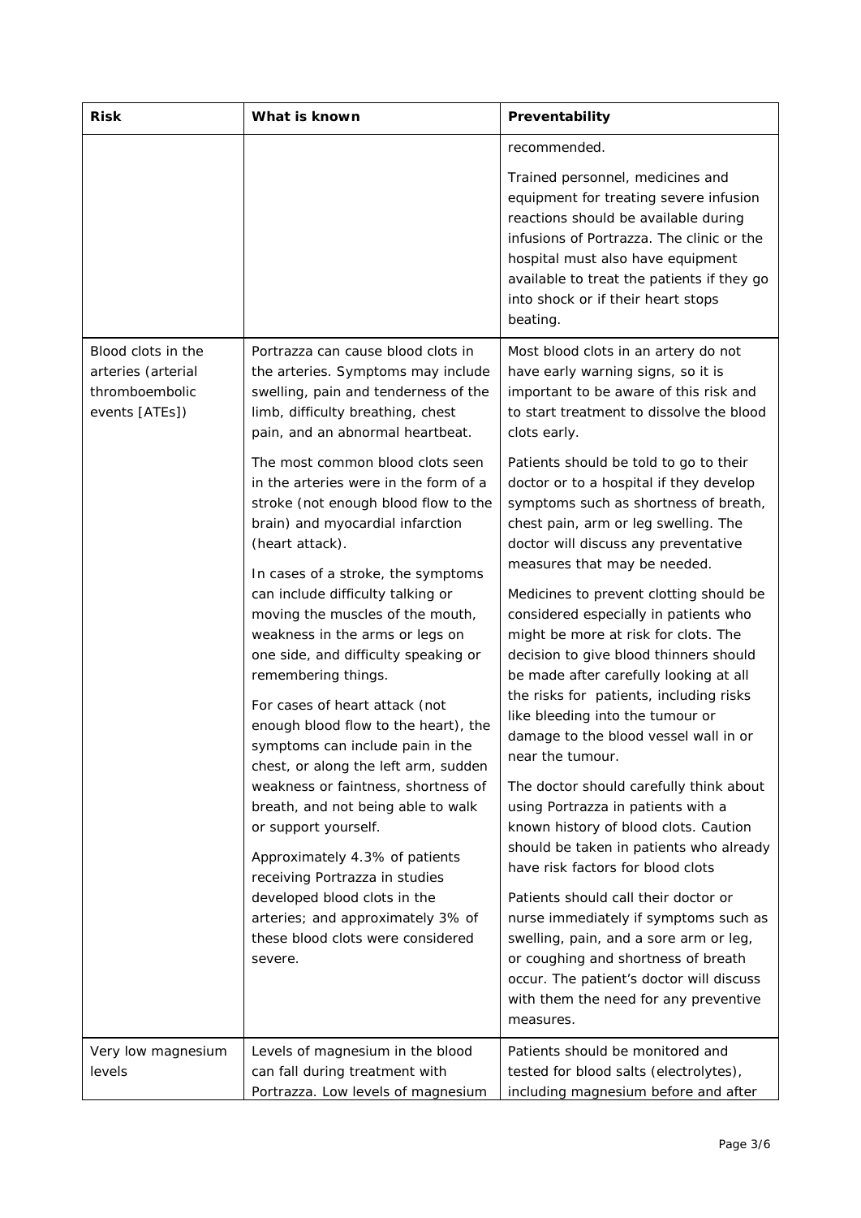| Risk | What is known | Preventability |
| --- | --- | --- |
| | | recommended.<br><br>Trained personnel, medicines and equipment for treating severe infusion reactions should be available during infusions of Portrazza. The clinic or the hospital must also have equipment available to treat the patients if they go into shock or if their heart stops beating. |
| Blood clots in the arteries (arterial thromboembolic events [ATEs]) | Portrazza can cause blood clots in the arteries. Symptoms may include swelling, pain and tenderness of the limb, difficulty breathing, chest pain, and an abnormal heartbeat.<br><br>The most common blood clots seen in the arteries were in the form of a stroke (not enough blood flow to the brain) and myocardial infarction (heart attack).<br><br>In cases of a stroke, the symptoms can include difficulty talking or moving the muscles of the mouth, weakness in the arms or legs on one side, and difficulty speaking or remembering things.<br><br>For cases of heart attack (not enough blood flow to the heart), the symptoms can include pain in the chest, or along the left arm, sudden weakness or faintness, shortness of breath, and not being able to walk or support yourself.<br><br>Approximately 4.3% of patients receiving Portrazza in studies developed blood clots in the arteries; and approximately 3% of these blood clots were considered severe. | Most blood clots in an artery do not have early warning signs, so it is important to be aware of this risk and to start treatment to dissolve the blood clots early.<br><br>Patients should be told to go to their doctor or to a hospital if they develop symptoms such as shortness of breath, chest pain, arm or leg swelling. The doctor will discuss any preventative measures that may be needed.<br><br>Medicines to prevent clotting should be considered especially in patients who might be more at risk for clots. The decision to give blood thinners should be made after carefully looking at all the risks for patients, including risks like bleeding into the tumour or damage to the blood vessel wall in or near the tumour.<br><br>The doctor should carefully think about using Portrazza in patients with a known history of blood clots. Caution should be taken in patients who already have risk factors for blood clots<br><br>Patients should call their doctor or nurse immediately if symptoms such as swelling, pain, and a sore arm or leg, or coughing and shortness of breath occur. The patient's doctor will discuss with them the need for any preventive measures. |
| Very low magnesium levels | Levels of magnesium in the blood can fall during treatment with Portrazza. Low levels of magnesium | Patients should be monitored and tested for blood salts (electrolytes), including magnesium before and after |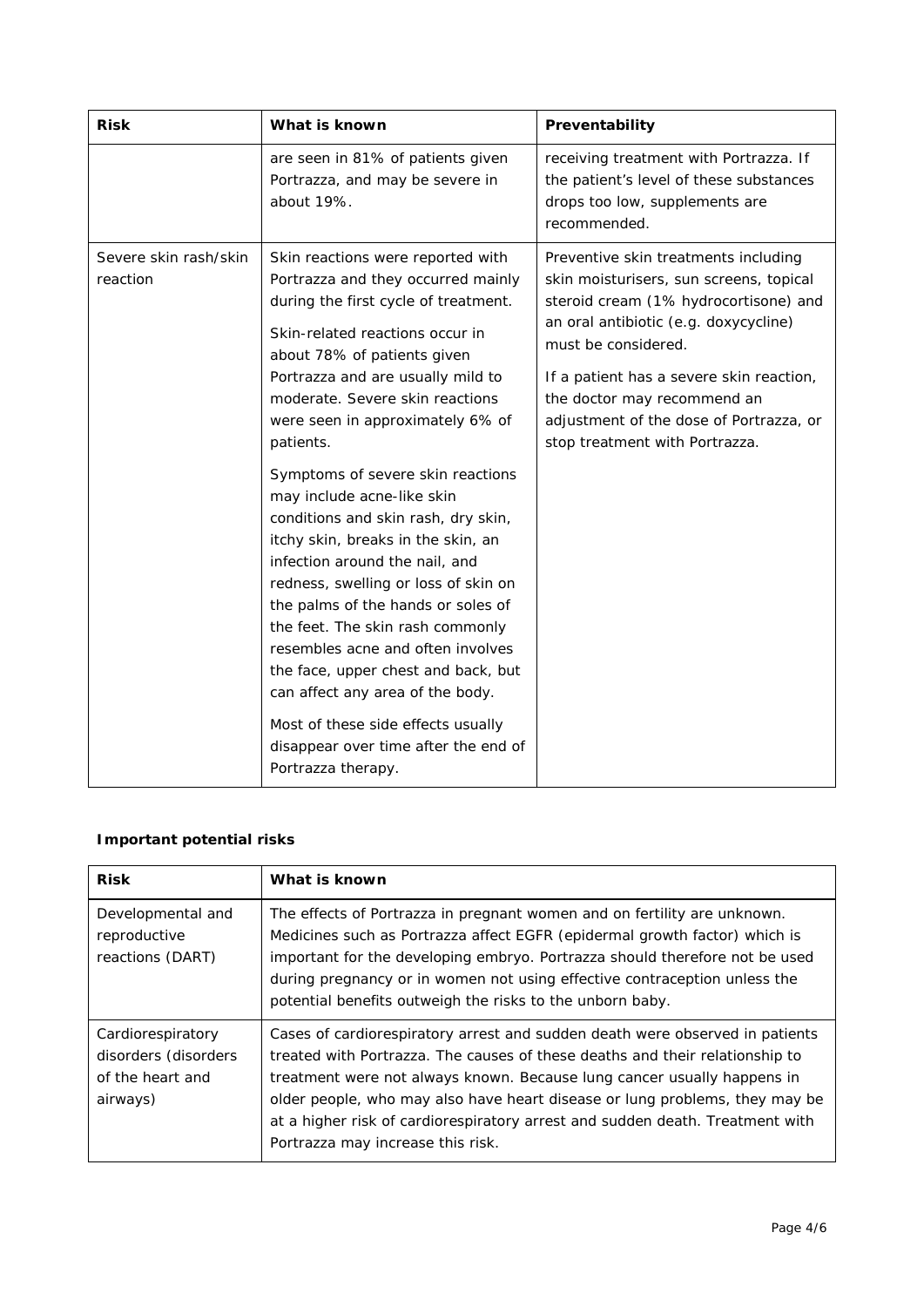| Risk | What is known | Preventability |
| --- | --- | --- |
| | are seen in 81% of patients given Portrazza, and may be severe in about 19%. | receiving treatment with Portrazza. If the patient's level of these substances drops too low, supplements are recommended. |
| Severe skin rash/skin reaction | Skin reactions were reported with Portrazza and they occurred mainly during the first cycle of treatment.<br><br>Skin-related reactions occur in about 78% of patients given Portrazza and are usually mild to moderate. Severe skin reactions were seen in approximately 6% of patients.<br><br>Symptoms of severe skin reactions may include acne-like skin conditions and skin rash, dry skin, itchy skin, breaks in the skin, an infection around the nail, and redness, swelling or loss of skin on the palms of the hands or soles of the feet. The skin rash commonly resembles acne and often involves the face, upper chest and back, but can affect any area of the body.<br><br>Most of these side effects usually disappear over time after the end of Portrazza therapy. | Preventive skin treatments including skin moisturisers, sun screens, topical steroid cream (1% hydrocortisone) and an oral antibiotic (e.g. doxycycline) must be considered.<br><br>If a patient has a severe skin reaction, the doctor may recommend an adjustment of the dose of Portrazza, or stop treatment with Portrazza. |

**Important potential risks**

| Risk | What is known |
| --- | --- |
| Developmental and reproductive reactions (DART) | The effects of Portrazza in pregnant women and on fertility are unknown. Medicines such as Portrazza affect EGFR (epidermal growth factor) which is important for the developing embryo. Portrazza should therefore not be used during pregnancy or in women not using effective contraception unless the potential benefits outweigh the risks to the unborn baby. |
| Cardiorespiratory disorders (disorders of the heart and airways) | Cases of cardiorespiratory arrest and sudden death were observed in patients treated with Portrazza. The causes of these deaths and their relationship to treatment were not always known. Because lung cancer usually happens in older people, who may also have heart disease or lung problems, they may be at a higher risk of cardiorespiratory arrest and sudden death. Treatment with Portrazza may increase this risk. |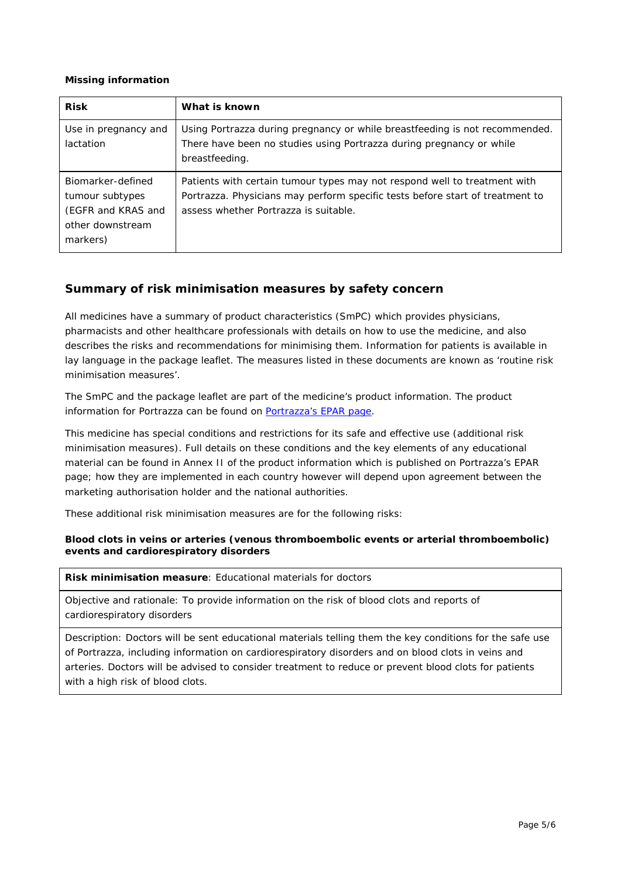**Missing information**

| Risk | What is known |
| --- | --- |
| Use in pregnancy and lactation | Using Portrazza during pregnancy or while breastfeeding is not recommended. There have been no studies using Portrazza during pregnancy or while breastfeeding. |
| Biomarker-defined tumour subtypes (EGFR and KRAS and other downstream markers) | Patients with certain tumour types may not respond well to treatment with Portrazza. Physicians may perform specific tests before start of treatment to assess whether Portrazza is suitable. |

## Summary of risk minimisation measures by safety concern

All medicines have a summary of product characteristics (SmPC) which provides physicians, pharmacists and other healthcare professionals with details on how to use the medicine, and also describes the risks and recommendations for minimising them. Information for patients is available in lay language in the package leaflet. The measures listed in these documents are known as 'routine risk minimisation measures'.

The SmPC and the package leaflet are part of the medicine's product information. The product information for Portrazza can be found on Portrazza's EPAR page.

This medicine has special conditions and restrictions for its safe and effective use (additional risk minimisation measures). Full details on these conditions and the key elements of any educational material can be found in Annex II of the product information which is published on Portrazza's EPAR page; how they are implemented in each country however will depend upon agreement between the marketing authorisation holder and the national authorities.

These additional risk minimisation measures are for the following risks:

**Blood clots in veins or arteries (venous thromboembolic events or arterial thromboembolic) events and cardiorespiratory disorders**

| **Risk minimisation measure**: Educational materials for doctors |
| --- |
| Objective and rationale: To provide information on the risk of blood clots and reports of cardiorespiratory disorders |
| Description: Doctors will be sent educational materials telling them the key conditions for the safe use of Portrazza, including information on cardiorespiratory disorders and on blood clots in veins and arteries. Doctors will be advised to consider treatment to reduce or prevent blood clots for patients with a high risk of blood clots. |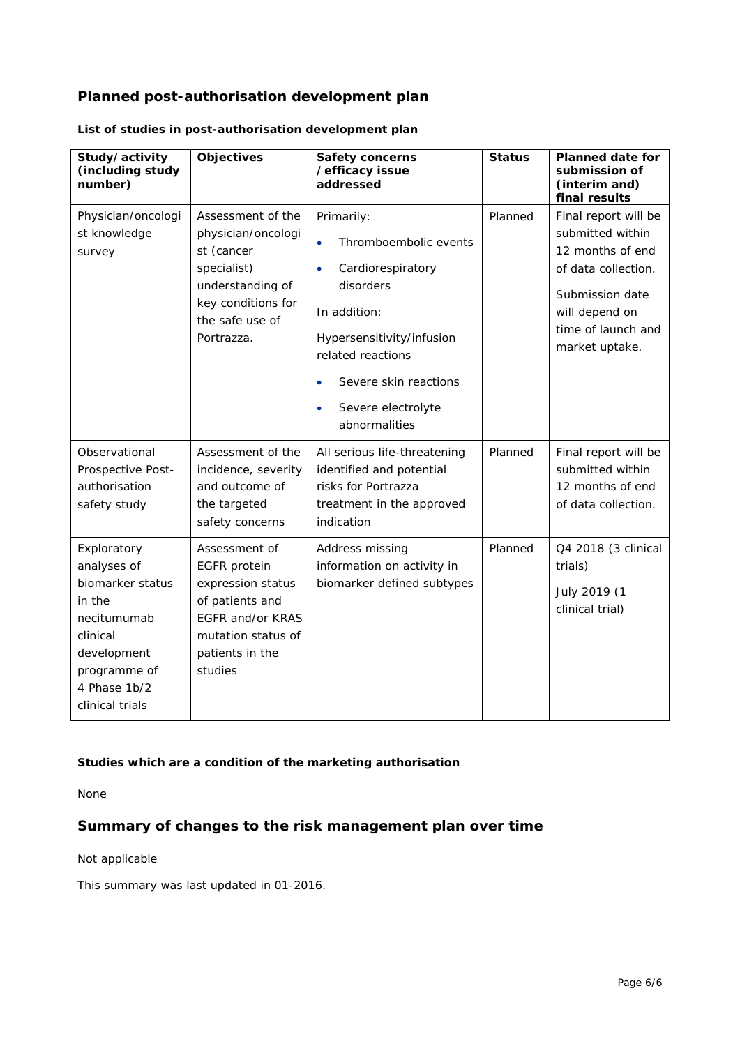## Planned post-authorisation development plan

**List of studies in post-authorisation development plan**

| Study/ activity (including study number) | Objectives | Safety concerns /efficacy issue addressed | Status | Planned date for submission of (interim and) final results |
|---|---|---|---|---|
| Physician/oncologist knowledge survey | Assessment of the physician/oncologist (cancer specialist) understanding of key conditions for the safe use of Portrazza. | Primarily: <br>• Thromboembolic events <br>• Cardiorespiratory disorders <br>In addition: <br>Hypersensitivity/infusion related reactions <br>• Severe skin reactions <br>• Severe electrolyte abnormalities | Planned | Final report will be submitted within 12 months of end of data collection. <br>Submission date will depend on time of launch and market uptake. |
| Observational Prospective Post-authorisation safety study | Assessment of the incidence, severity and outcome of the targeted safety concerns | All serious life-threatening identified and potential risks for Portrazza treatment in the approved indication | Planned | Final report will be submitted within 12 months of end of data collection. |
| Exploratory analyses of biomarker status in the necitumumab clinical development programme of 4 Phase 1b/2 clinical trials | Assessment of EGFR protein expression status of patients and EGFR and/or KRAS mutation status of patients in the studies | Address missing information on activity in biomarker defined subtypes | Planned | Q4 2018 (3 clinical trials) <br>July 2019 (1 clinical trial) |

**Studies which are a condition of the marketing authorisation**

None

## Summary of changes to the risk management plan over time

Not applicable

This summary was last updated in 01-2016.